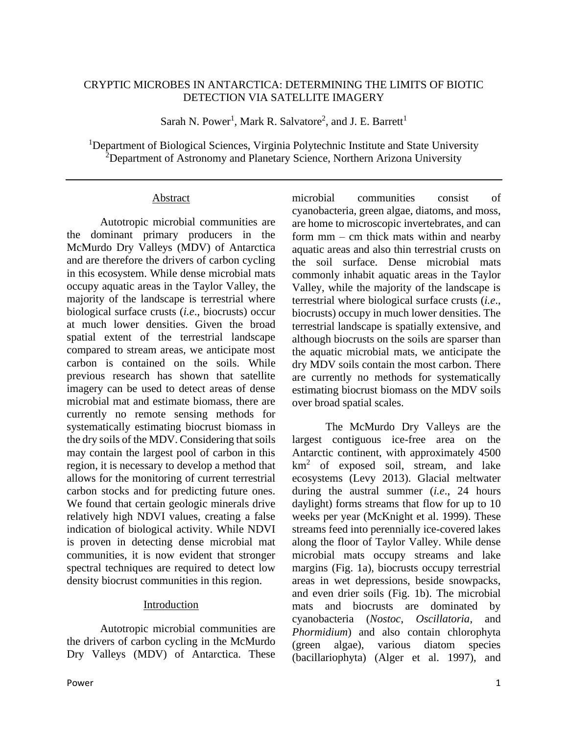# CRYPTIC MICROBES IN ANTARCTICA: DETERMINING THE LIMITS OF BIOTIC DETECTION VIA SATELLITE IMAGERY

Sarah N. Power[1], Mark R. Salvatore[2], and J. E. Barrett[1]

[1]Department of Biological Sciences, Virginia Polytechnic Institute and State University
[2]Department of Astronomy and Planetary Science, Northern Arizona University

## Abstract

Autotropic microbial communities are the dominant primary producers in the McMurdo Dry Valleys (MDV) of Antarctica and are therefore the drivers of carbon cycling in this ecosystem. While dense microbial mats occupy aquatic areas in the Taylor Valley, the majority of the landscape is terrestrial where biological surface crusts (*i.e.*, biocrusts) occur at much lower densities. Given the broad spatial extent of the terrestrial landscape compared to stream areas, we anticipate most carbon is contained on the soils. While previous research has shown that satellite imagery can be used to detect areas of dense microbial mat and estimate biomass, there are currently no remote sensing methods for systematically estimating biocrust biomass in the dry soils of the MDV. Considering that soils may contain the largest pool of carbon in this region, it is necessary to develop a method that allows for the monitoring of current terrestrial carbon stocks and for predicting future ones. We found that certain geologic minerals drive relatively high NDVI values, creating a false indication of biological activity. While NDVI is proven in detecting dense microbial mat communities, it is now evident that stronger spectral techniques are required to detect low density biocrust communities in this region.

## Introduction

Autotropic microbial communities are the drivers of carbon cycling in the McMurdo Dry Valleys (MDV) of Antarctica. These microbial communities consist of cyanobacteria, green algae, diatoms, and moss, are home to microscopic invertebrates, and can form mm – cm thick mats within and nearby aquatic areas and also thin terrestrial crusts on the soil surface. Dense microbial mats commonly inhabit aquatic areas in the Taylor Valley, while the majority of the landscape is terrestrial where biological surface crusts (*i.e.*, biocrusts) occupy in much lower densities. The terrestrial landscape is spatially extensive, and although biocrusts on the soils are sparser than the aquatic microbial mats, we anticipate the dry MDV soils contain the most carbon. There are currently no methods for systematically estimating biocrust biomass on the MDV soils over broad spatial scales.

The McMurdo Dry Valleys are the largest contiguous ice-free area on the Antarctic continent, with approximately 4500 $km^2$ of exposed soil, stream, and lake ecosystems (Levy 2013). Glacial meltwater during the austral summer (*i.e.*, 24 hours daylight) forms streams that flow for up to 10 weeks per year (McKnight et al. 1999). These streams feed into perennially ice-covered lakes along the floor of Taylor Valley. While dense microbial mats occupy streams and lake margins (Fig. 1a), biocrusts occupy terrestrial areas in wet depressions, beside snowpacks, and even drier soils (Fig. 1b). The microbial mats and biocrusts are dominated by cyanobacteria (*Nostoc*, *Oscillatoria*, and *Phormidium*) and also contain chlorophyta (green algae), various diatom species (bacillariophyta) (Alger et al. 1997), and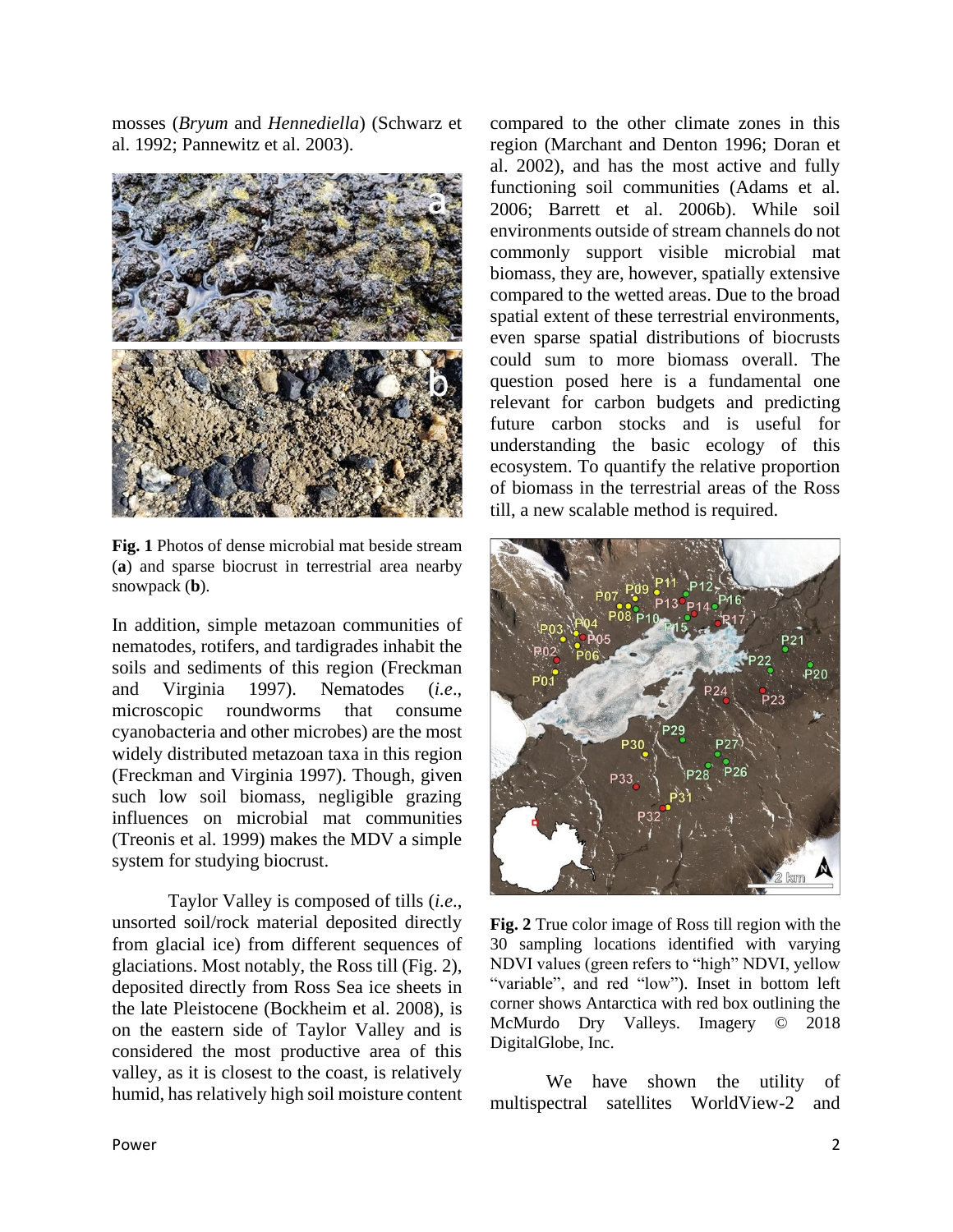mosses (*Bryum* and *Hennediella*) (Schwarz et al. 1992; Pannewitz et al. 2003).

**Fig. 1** Photos of dense microbial mat beside stream (**a**) and sparse biocrust in terrestrial area nearby snowpack (**b**).

In addition, simple metazoan communities of nematodes, rotifers, and tardigrades inhabit the soils and sediments of this region (Freckman and Virginia 1997). Nematodes (*i.e.*, microscopic roundworms that consume cyanobacteria and other microbes) are the most widely distributed metazoan taxa in this region (Freckman and Virginia 1997). Though, given such low soil biomass, negligible grazing influences on microbial mat communities (Treonis et al. 1999) makes the MDV a simple system for studying biocrust.

Taylor Valley is composed of tills (*i.e.*, unsorted soil/rock material deposited directly from glacial ice) from different sequences of glaciations. Most notably, the Ross till (Fig. 2), deposited directly from Ross Sea ice sheets in the late Pleistocene (Bockheim et al. 2008), is on the eastern side of Taylor Valley and is considered the most productive area of this valley, as it is closest to the coast, is relatively humid, has relatively high soil moisture content compared to the other climate zones in this region (Marchant and Denton 1996; Doran et al. 2002), and has the most active and fully functioning soil communities (Adams et al. 2006; Barrett et al. 2006b). While soil environments outside of stream channels do not commonly support visible microbial mat biomass, they are, however, spatially extensive compared to the wetted areas. Due to the broad spatial extent of these terrestrial environments, even sparse spatial distributions of biocrusts could sum to more biomass overall. The question posed here is a fundamental one relevant for carbon budgets and predicting future carbon stocks and is useful for understanding the basic ecology of this ecosystem. To quantify the relative proportion of biomass in the terrestrial areas of the Ross till, a new scalable method is required.

**Fig. 2** True color image of Ross till region with the 30 sampling locations identified with varying NDVI values (green refers to "high" NDVI, yellow "variable", and red "low"). Inset in bottom left corner shows Antarctica with red box outlining the McMurdo Dry Valleys. Imagery © 2018 DigitalGlobe, Inc.

We have shown the utility of multispectral satellites WorldView-2 and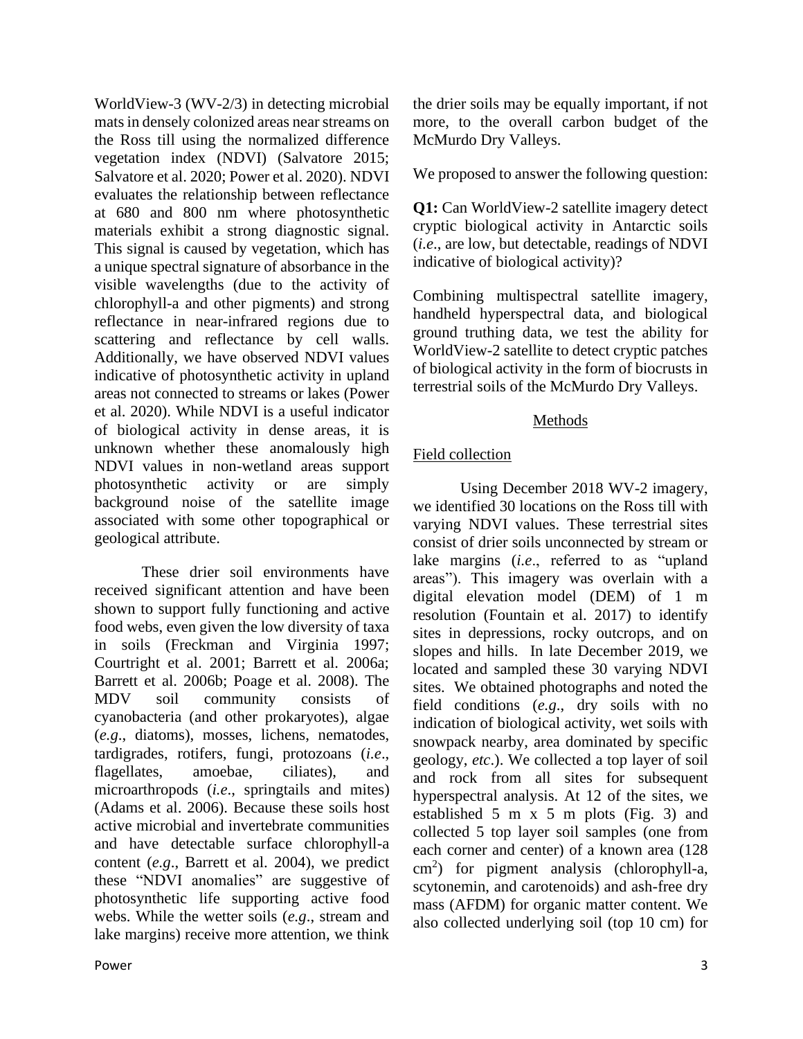WorldView-3 (WV-2/3) in detecting microbial mats in densely colonized areas near streams on the Ross till using the normalized difference vegetation index (NDVI) (Salvatore 2015; Salvatore et al. 2020; Power et al. 2020). NDVI evaluates the relationship between reflectance at 680 and 800 nm where photosynthetic materials exhibit a strong diagnostic signal. This signal is caused by vegetation, which has a unique spectral signature of absorbance in the visible wavelengths (due to the activity of chlorophyll-a and other pigments) and strong reflectance in near-infrared regions due to scattering and reflectance by cell walls. Additionally, we have observed NDVI values indicative of photosynthetic activity in upland areas not connected to streams or lakes (Power et al. 2020). While NDVI is a useful indicator of biological activity in dense areas, it is unknown whether these anomalously high NDVI values in non-wetland areas support photosynthetic activity or are simply background noise of the satellite image associated with some other topographical or geological attribute.

These drier soil environments have received significant attention and have been shown to support fully functioning and active food webs, even given the low diversity of taxa in soils (Freckman and Virginia 1997; Courtright et al. 2001; Barrett et al. 2006a; Barrett et al. 2006b; Poage et al. 2008). The MDV soil community consists of cyanobacteria (and other prokaryotes), algae (*e.g*., diatoms), mosses, lichens, nematodes, tardigrades, rotifers, fungi, protozoans (*i.e*., flagellates, amoebae, ciliates), and microarthropods (*i.e*., springtails and mites) (Adams et al. 2006). Because these soils host active microbial and invertebrate communities and have detectable surface chlorophyll-a content (*e.g*., Barrett et al. 2004), we predict these "NDVI anomalies" are suggestive of photosynthetic life supporting active food webs. While the wetter soils (*e.g*., stream and lake margins) receive more attention, we think the drier soils may be equally important, if not more, to the overall carbon budget of the McMurdo Dry Valleys.

We proposed to answer the following question:

**Q1:** Can WorldView-2 satellite imagery detect cryptic biological activity in Antarctic soils (*i.e*., are low, but detectable, readings of NDVI indicative of biological activity)?

Combining multispectral satellite imagery, handheld hyperspectral data, and biological ground truthing data, we test the ability for WorldView-2 satellite to detect cryptic patches of biological activity in the form of biocrusts in terrestrial soils of the McMurdo Dry Valleys.

## Methods

### Field collection

Using December 2018 WV-2 imagery, we identified 30 locations on the Ross till with varying NDVI values. These terrestrial sites consist of drier soils unconnected by stream or lake margins (*i.e*., referred to as "upland areas"). This imagery was overlain with a digital elevation model (DEM) of 1 m resolution (Fountain et al. 2017) to identify sites in depressions, rocky outcrops, and on slopes and hills. In late December 2019, we located and sampled these 30 varying NDVI sites. We obtained photographs and noted the field conditions (*e.g*., dry soils with no indication of biological activity, wet soils with snowpack nearby, area dominated by specific geology, *etc*.). We collected a top layer of soil and rock from all sites for subsequent hyperspectral analysis. At 12 of the sites, we established 5 m x 5 m plots (Fig. 3) and collected 5 top layer soil samples (one from each corner and center) of a known area (128 $cm^2$) for pigment analysis (chlorophyll-a, scytonemin, and carotenoids) and ash-free dry mass (AFDM) for organic matter content. We also collected underlying soil (top 10 cm) for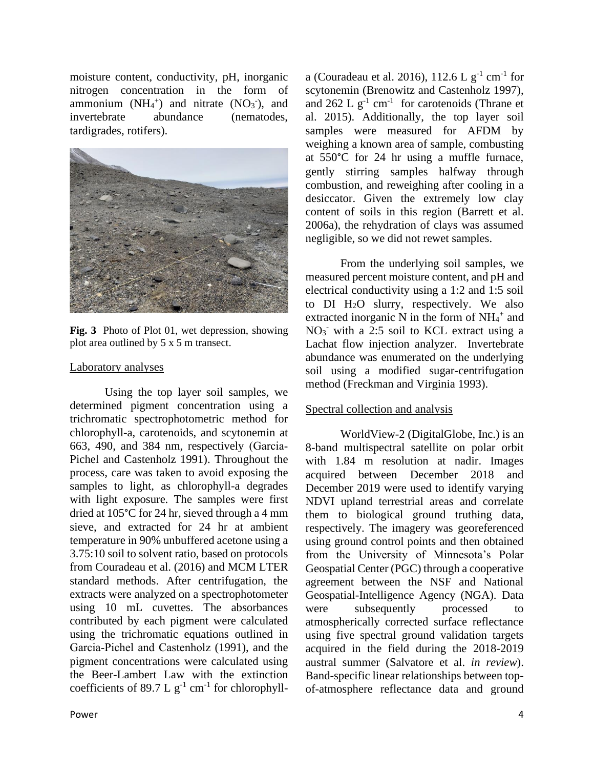moisture content, conductivity, pH, inorganic nitrogen concentration in the form of ammonium ($NH_4^+$) and nitrate ($NO_3^-$), and invertebrate abundance (nematodes, tardigrades, rotifers).

**Fig. 3** Photo of Plot 01, wet depression, showing plot area outlined by 5 x 5 m transect.

## Laboratory analyses

Using the top layer soil samples, we determined pigment concentration using a trichromatic spectrophotometric method for chlorophyll-a, carotenoids, and scytonemin at 663, 490, and 384 nm, respectively (Garcia-Pichel and Castenholz 1991). Throughout the process, care was taken to avoid exposing the samples to light, as chlorophyll-a degrades with light exposure. The samples were first dried at 105°C for 24 hr, sieved through a 4 mm sieve, and extracted for 24 hr at ambient temperature in 90% unbuffered acetone using a 3.75:10 soil to solvent ratio, based on protocols from Couradeau et al. (2016) and MCM LTER standard methods. After centrifugation, the extracts were analyzed on a spectrophotometer using 10 mL cuvettes. The absorbances contributed by each pigment were calculated using the trichromatic equations outlined in Garcia-Pichel and Castenholz (1991), and the pigment concentrations were calculated using the Beer-Lambert Law with the extinction coefficients of 89.7 L $g^{-1}$ $cm^{-1}$ for chlorophyll-a (Couradeau et al. 2016), 112.6 L $g^{-1}$ $cm^{-1}$ for scytonemin (Brenowitz and Castenholz 1997), and 262 L $g^{-1}$ $cm^{-1}$ for carotenoids (Thrane et al. 2015). Additionally, the top layer soil samples were measured for AFDM by weighing a known area of sample, combusting at 550°C for 24 hr using a muffle furnace, gently stirring samples halfway through combustion, and reweighing after cooling in a desiccator. Given the extremely low clay content of soils in this region (Barrett et al. 2006a), the rehydration of clays was assumed negligible, so we did not rewet samples.

From the underlying soil samples, we measured percent moisture content, and pH and electrical conductivity using a 1:2 and 1:5 soil to DI $H_2O$ slurry, respectively. We also extracted inorganic N in the form of $NH_4^+$ and $NO_3^-$ with a 2:5 soil to KCL extract using a Lachat flow injection analyzer. Invertebrate abundance was enumerated on the underlying soil using a modified sugar-centrifugation method (Freckman and Virginia 1993).

## Spectral collection and analysis

WorldView-2 (DigitalGlobe, Inc.) is an 8-band multispectral satellite on polar orbit with 1.84 m resolution at nadir. Images acquired between December 2018 and December 2019 were used to identify varying NDVI upland terrestrial areas and correlate them to biological ground truthing data, respectively. The imagery was georeferenced using ground control points and then obtained from the University of Minnesota's Polar Geospatial Center (PGC) through a cooperative agreement between the NSF and National Geospatial-Intelligence Agency (NGA). Data were subsequently processed to atmospherically corrected surface reflectance using five spectral ground validation targets acquired in the field during the 2018-2019 austral summer (Salvatore et al. *in review*). Band-specific linear relationships between top-of-atmosphere reflectance data and ground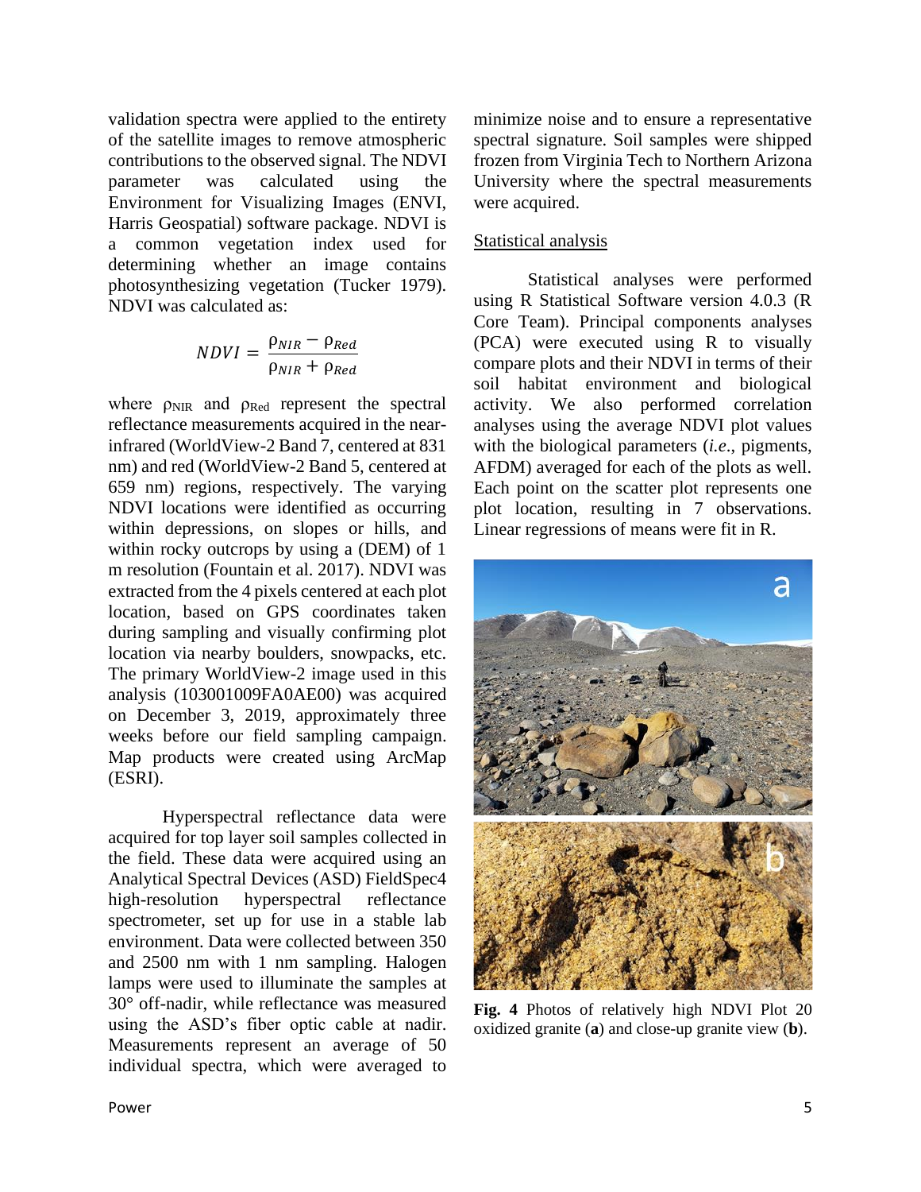validation spectra were applied to the entirety of the satellite images to remove atmospheric contributions to the observed signal. The NDVI parameter was calculated using the Environment for Visualizing Images (ENVI, Harris Geospatial) software package. NDVI is a common vegetation index used for determining whether an image contains photosynthesizing vegetation (Tucker 1979). NDVI was calculated as:

$$NDVI = \frac{\rho_{NIR} - \rho_{Red}}{\rho_{NIR} + \rho_{Red}}$$

where $\rho_{NIR}$ and $\rho_{Red}$ represent the spectral reflectance measurements acquired in the near-infrared (WorldView-2 Band 7, centered at 831 nm) and red (WorldView-2 Band 5, centered at 659 nm) regions, respectively. The varying NDVI locations were identified as occurring within depressions, on slopes or hills, and within rocky outcrops by using a (DEM) of 1 m resolution (Fountain et al. 2017). NDVI was extracted from the 4 pixels centered at each plot location, based on GPS coordinates taken during sampling and visually confirming plot location via nearby boulders, snowpacks, etc. The primary WorldView-2 image used in this analysis (103001009FA0AE00) was acquired on December 3, 2019, approximately three weeks before our field sampling campaign. Map products were created using ArcMap (ESRI).

Hyperspectral reflectance data were acquired for top layer soil samples collected in the field. These data were acquired using an Analytical Spectral Devices (ASD) FieldSpec4 high-resolution hyperspectral reflectance spectrometer, set up for use in a stable lab environment. Data were collected between 350 and 2500 nm with 1 nm sampling. Halogen lamps were used to illuminate the samples at 30° off-nadir, while reflectance was measured using the ASD's fiber optic cable at nadir. Measurements represent an average of 50 individual spectra, which were averaged to minimize noise and to ensure a representative spectral signature. Soil samples were shipped frozen from Virginia Tech to Northern Arizona University where the spectral measurements were acquired.

## Statistical analysis

Statistical analyses were performed using R Statistical Software version 4.0.3 (R Core Team). Principal components analyses (PCA) were executed using R to visually compare plots and their NDVI in terms of their soil habitat environment and biological activity. We also performed correlation analyses using the average NDVI plot values with the biological parameters (*i.e*., pigments, AFDM) averaged for each of the plots as well. Each point on the scatter plot represents one plot location, resulting in 7 observations. Linear regressions of means were fit in R.

**Fig. 4** Photos of relatively high NDVI Plot 20 oxidized granite (**a**) and close-up granite view (**b**).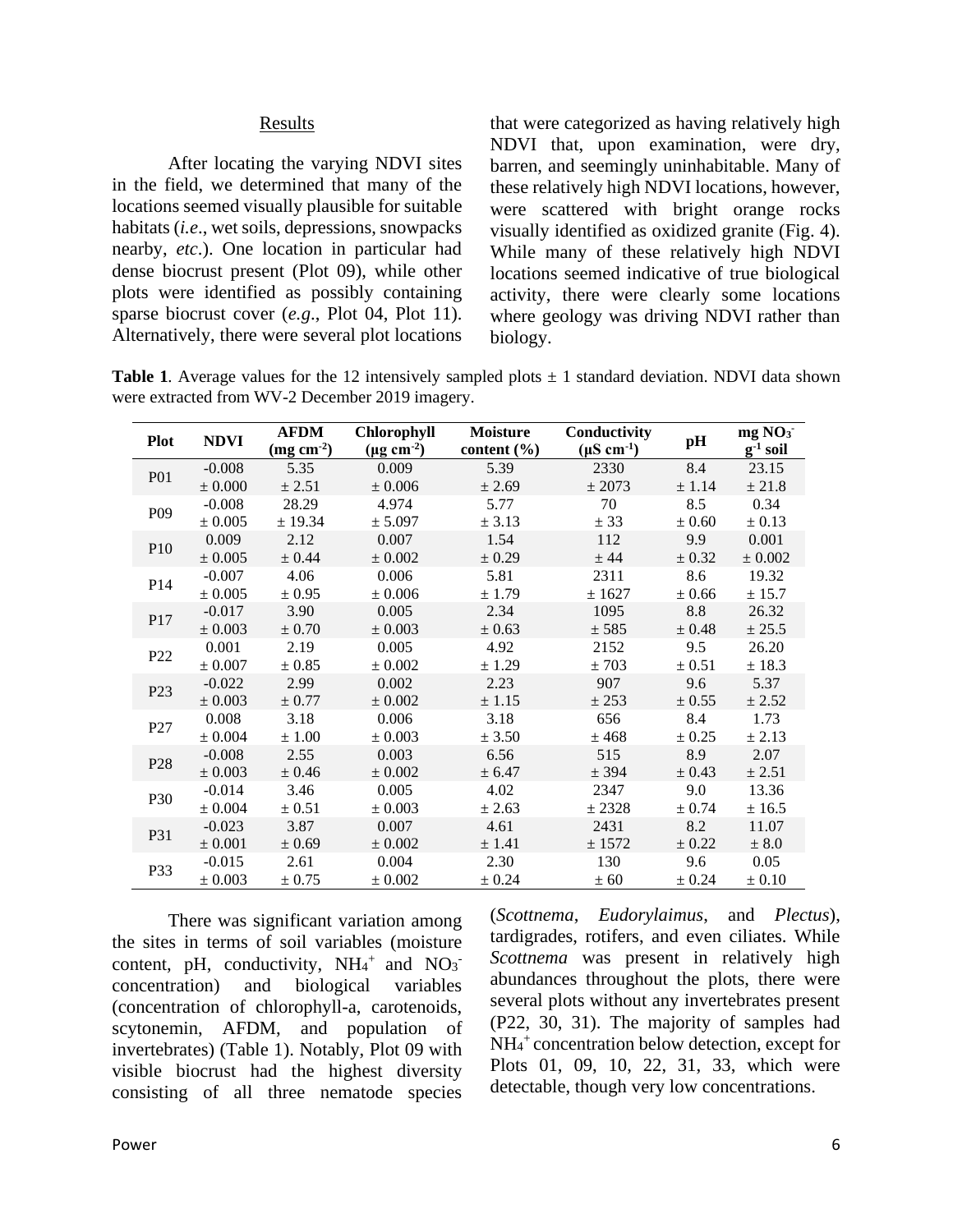## Results

After locating the varying NDVI sites in the field, we determined that many of the locations seemed visually plausible for suitable habitats (*i.e*., wet soils, depressions, snowpacks nearby, *etc*.). One location in particular had dense biocrust present (Plot 09), while other plots were identified as possibly containing sparse biocrust cover (*e.g*., Plot 04, Plot 11). Alternatively, there were several plot locations that were categorized as having relatively high NDVI that, upon examination, were dry, barren, and seemingly uninhabitable. Many of these relatively high NDVI locations, however, were scattered with bright orange rocks visually identified as oxidized granite (Fig. 4). While many of these relatively high NDVI locations seemed indicative of true biological activity, there were clearly some locations where geology was driving NDVI rather than biology.

**Table 1**. Average values for the 12 intensively sampled plots ± 1 standard deviation. NDVI data shown were extracted from WV-2 December 2019 imagery.

| Plot | NDVI | AFDM (mg cm$^{-2}$) | Chlorophyll (µg cm$^{-2}$) | Moisture content (%) | Conductivity (µS cm$^{-1}$) | pH | mg $NO_3^-$ g$^{-1}$ soil |
|---|---|---|---|---|---|---|---|
| P01 | -0.008 ± 0.000 | 5.35 ± 2.51 | 0.009 ± 0.006 | 5.39 ± 2.69 | 2330 ± 2073 | 8.4 ± 1.14 | 23.15 ± 21.8 |
| P09 | -0.008 ± 0.005 | 28.29 ± 19.34 | 4.974 ± 5.097 | 5.77 ± 3.13 | 70 ± 33 | 8.5 ± 0.60 | 0.34 ± 0.13 |
| P10 | 0.009 ± 0.005 | 2.12 ± 0.44 | 0.007 ± 0.002 | 1.54 ± 0.29 | 112 ± 44 | 9.9 ± 0.32 | 0.001 ± 0.002 |
| P14 | -0.007 ± 0.005 | 4.06 ± 0.95 | 0.006 ± 0.006 | 5.81 ± 1.79 | 2311 ± 1627 | 8.6 ± 0.66 | 19.32 ± 15.7 |
| P17 | -0.017 ± 0.003 | 3.90 ± 0.70 | 0.005 ± 0.003 | 2.34 ± 0.63 | 1095 ± 585 | 8.8 ± 0.48 | 26.32 ± 25.5 |
| P22 | 0.001 ± 0.007 | 2.19 ± 0.85 | 0.005 ± 0.002 | 4.92 ± 1.29 | 2152 ± 703 | 9.5 ± 0.51 | 26.20 ± 18.3 |
| P23 | -0.022 ± 0.003 | 2.99 ± 0.77 | 0.002 ± 0.002 | 2.23 ± 1.15 | 907 ± 253 | 9.6 ± 0.55 | 5.37 ± 2.52 |
| P27 | 0.008 ± 0.004 | 3.18 ± 1.00 | 0.006 ± 0.003 | 3.18 ± 3.50 | 656 ± 468 | 8.4 ± 0.25 | 1.73 ± 2.13 |
| P28 | -0.008 ± 0.003 | 2.55 ± 0.46 | 0.003 ± 0.002 | 6.56 ± 6.47 | 515 ± 394 | 8.9 ± 0.43 | 2.07 ± 2.51 |
| P30 | -0.014 ± 0.004 | 3.46 ± 0.51 | 0.005 ± 0.003 | 4.02 ± 2.63 | 2347 ± 2328 | 9.0 ± 0.74 | 13.36 ± 16.5 |
| P31 | -0.023 ± 0.001 | 3.87 ± 0.69 | 0.007 ± 0.002 | 4.61 ± 1.41 | 2431 ± 1572 | 8.2 ± 0.22 | 11.07 ± 8.0 |
| P33 | -0.015 ± 0.003 | 2.61 ± 0.75 | 0.004 ± 0.002 | 2.30 ± 0.24 | 130 ± 60 | 9.6 ± 0.24 | 0.05 ± 0.10 |

There was significant variation among the sites in terms of soil variables (moisture content, pH, conductivity, $NH_4^+$ and $NO_3^-$ concentration) and biological variables (concentration of chlorophyll-a, carotenoids, scytonemin, AFDM, and population of invertebrates) (Table 1). Notably, Plot 09 with visible biocrust had the highest diversity consisting of all three nematode species (*Scottnema*, *Eudorylaimus*, and *Plectus*), tardigrades, rotifers, and even ciliates. While *Scottnema* was present in relatively high abundances throughout the plots, there were several plots without any invertebrates present (P22, 30, 31). The majority of samples had $NH_4^+$ concentration below detection, except for Plots 01, 09, 10, 22, 31, 33, which were detectable, though very low concentrations.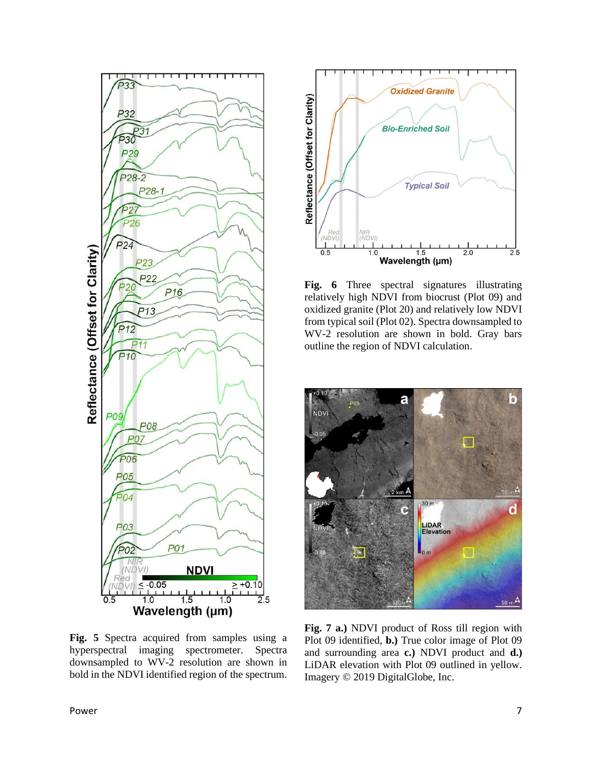**Fig. 5** Spectra acquired from samples using a hyperspectral imaging spectrometer. Spectra downsampled to WV-2 resolution are shown in bold in the NDVI identified region of the spectrum.

**Fig. 6** Three spectral signatures illustrating relatively high NDVI from biocrust (Plot 09) and oxidized granite (Plot 20) and relatively low NDVI from typical soil (Plot 02). Spectra downsampled to WV-2 resolution are shown in bold. Gray bars outline the region of NDVI calculation.

**Fig. 7 a.)** NDVI product of Ross till region with Plot 09 identified, **b.)** True color image of Plot 09 and surrounding area **c.)** NDVI product and **d.)** LiDAR elevation with Plot 09 outlined in yellow. Imagery © 2019 DigitalGlobe, Inc.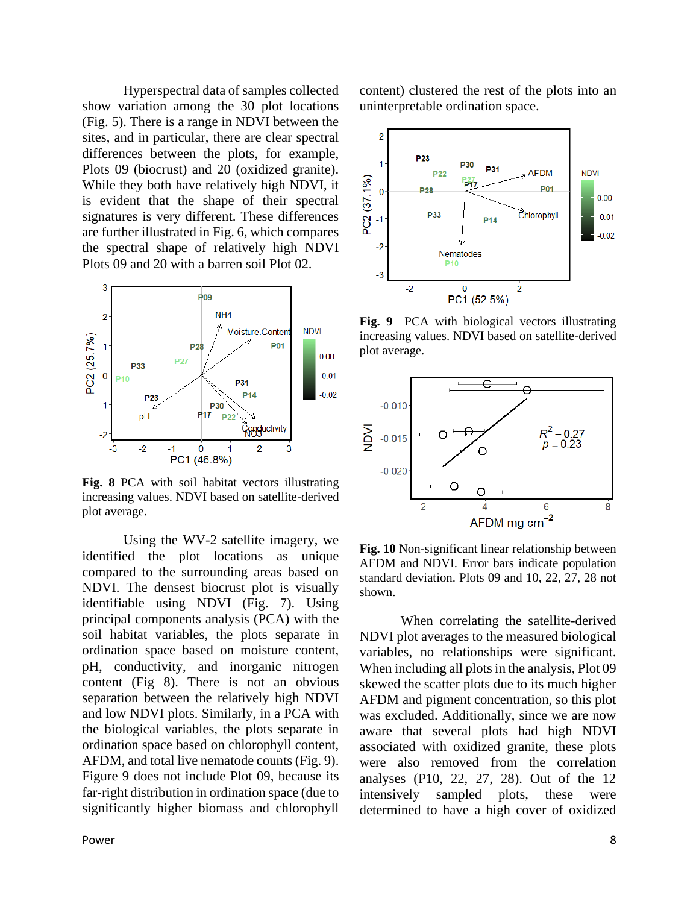Hyperspectral data of samples collected show variation among the 30 plot locations (Fig. 5). There is a range in NDVI between the sites, and in particular, there are clear spectral differences between the plots, for example, Plots 09 (biocrust) and 20 (oxidized granite). While they both have relatively high NDVI, it is evident that the shape of their spectral signatures is very different. These differences are further illustrated in Fig. 6, which compares the spectral shape of relatively high NDVI Plots 09 and 20 with a barren soil Plot 02.

**Fig. 8** PCA with soil habitat vectors illustrating increasing values. NDVI based on satellite-derived plot average.

Using the WV-2 satellite imagery, we identified the plot locations as unique compared to the surrounding areas based on NDVI. The densest biocrust plot is visually identifiable using NDVI (Fig. 7). Using principal components analysis (PCA) with the soil habitat variables, the plots separate in ordination space based on moisture content, pH, conductivity, and inorganic nitrogen content (Fig 8). There is not an obvious separation between the relatively high NDVI and low NDVI plots. Similarly, in a PCA with the biological variables, the plots separate in ordination space based on chlorophyll content, AFDM, and total live nematode counts (Fig. 9). Figure 9 does not include Plot 09, because its far-right distribution in ordination space (due to significantly higher biomass and chlorophyll content) clustered the rest of the plots into an uninterpretable ordination space.

**Fig. 9** PCA with biological vectors illustrating increasing values. NDVI based on satellite-derived plot average.

**Fig. 10** Non-significant linear relationship between AFDM and NDVI. Error bars indicate population standard deviation. Plots 09 and 10, 22, 27, 28 not shown.

When correlating the satellite-derived NDVI plot averages to the measured biological variables, no relationships were significant. When including all plots in the analysis, Plot 09 skewed the scatter plots due to its much higher AFDM and pigment concentration, so this plot was excluded. Additionally, since we are now aware that several plots had high NDVI associated with oxidized granite, these plots were also removed from the correlation analyses (P10, 22, 27, 28). Out of the 12 intensively sampled plots, these were determined to have a high cover of oxidized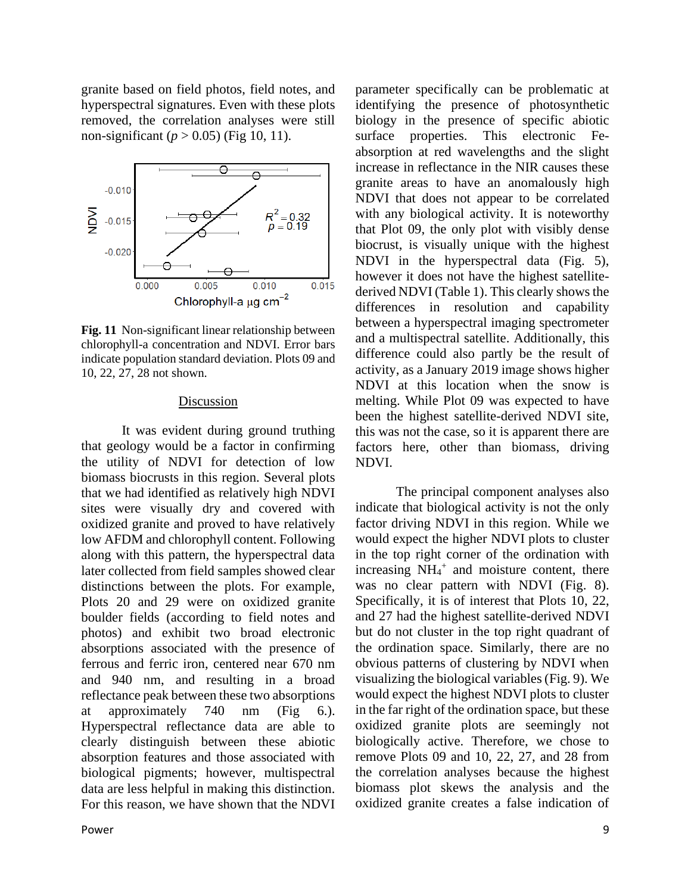granite based on field photos, field notes, and hyperspectral signatures. Even with these plots removed, the correlation analyses were still non-significant ($p > 0.05$) (Fig 10, 11).

**Fig. 11** Non-significant linear relationship between chlorophyll-a concentration and NDVI. Error bars indicate population standard deviation. Plots 09 and 10, 22, 27, 28 not shown.

## Discussion

It was evident during ground truthing that geology would be a factor in confirming the utility of NDVI for detection of low biomass biocrusts in this region. Several plots that we had identified as relatively high NDVI sites were visually dry and covered with oxidized granite and proved to have relatively low AFDM and chlorophyll content. Following along with this pattern, the hyperspectral data later collected from field samples showed clear distinctions between the plots. For example, Plots 20 and 29 were on oxidized granite boulder fields (according to field notes and photos) and exhibit two broad electronic absorptions associated with the presence of ferrous and ferric iron, centered near 670 nm and 940 nm, and resulting in a broad reflectance peak between these two absorptions at approximately 740 nm (Fig 6.). Hyperspectral reflectance data are able to clearly distinguish between these abiotic absorption features and those associated with biological pigments; however, multispectral data are less helpful in making this distinction. For this reason, we have shown that the NDVI parameter specifically can be problematic at identifying the presence of photosynthetic biology in the presence of specific abiotic surface properties. This electronic Fe-absorption at red wavelengths and the slight increase in reflectance in the NIR causes these granite areas to have an anomalously high NDVI that does not appear to be correlated with any biological activity. It is noteworthy that Plot 09, the only plot with visibly dense biocrust, is visually unique with the highest NDVI in the hyperspectral data (Fig. 5), however it does not have the highest satellite-derived NDVI (Table 1). This clearly shows the differences in resolution and capability between a hyperspectral imaging spectrometer and a multispectral satellite. Additionally, this difference could also partly be the result of activity, as a January 2019 image shows higher NDVI at this location when the snow is melting. While Plot 09 was expected to have been the highest satellite-derived NDVI site, this was not the case, so it is apparent there are factors here, other than biomass, driving NDVI.

The principal component analyses also indicate that biological activity is not the only factor driving NDVI in this region. While we would expect the higher NDVI plots to cluster in the top right corner of the ordination with increasing $NH_4^+$ and moisture content, there was no clear pattern with NDVI (Fig. 8). Specifically, it is of interest that Plots 10, 22, and 27 had the highest satellite-derived NDVI but do not cluster in the top right quadrant of the ordination space. Similarly, there are no obvious patterns of clustering by NDVI when visualizing the biological variables (Fig. 9). We would expect the highest NDVI plots to cluster in the far right of the ordination space, but these oxidized granite plots are seemingly not biologically active. Therefore, we chose to remove Plots 09 and 10, 22, 27, and 28 from the correlation analyses because the highest biomass plot skews the analysis and the oxidized granite creates a false indication of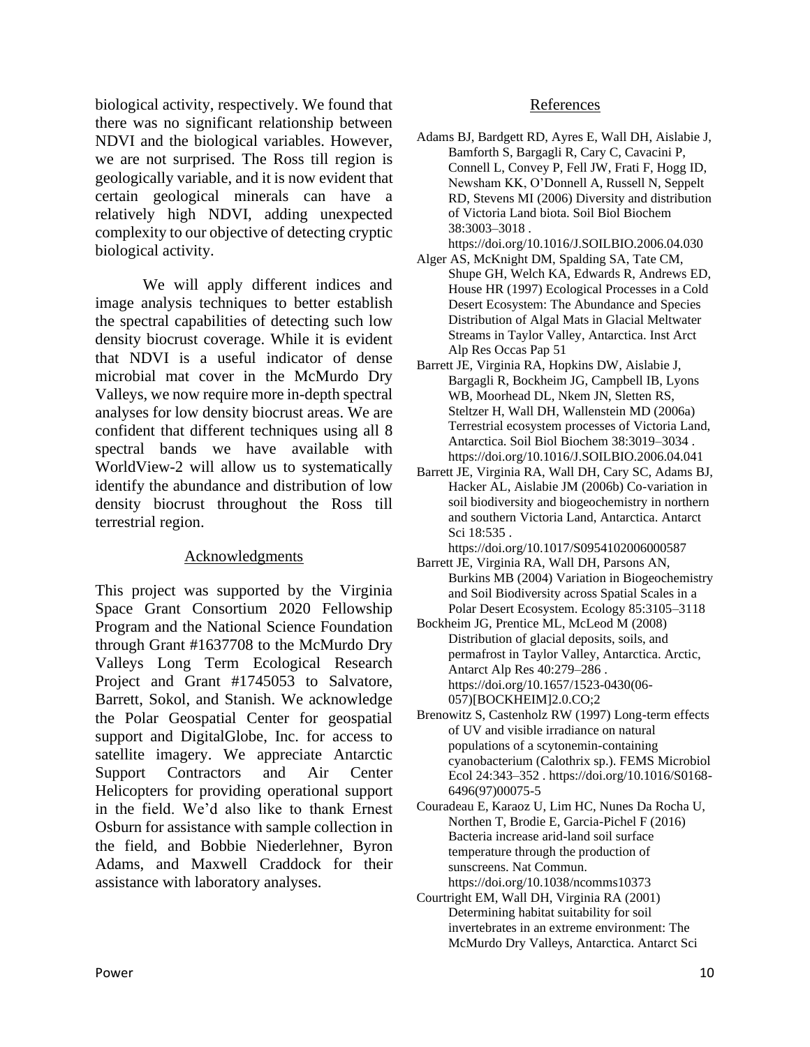biological activity, respectively. We found that there was no significant relationship between NDVI and the biological variables. However, we are not surprised. The Ross till region is geologically variable, and it is now evident that certain geological minerals can have a relatively high NDVI, adding unexpected complexity to our objective of detecting cryptic biological activity.

We will apply different indices and image analysis techniques to better establish the spectral capabilities of detecting such low density biocrust coverage. While it is evident that NDVI is a useful indicator of dense microbial mat cover in the McMurdo Dry Valleys, we now require more in-depth spectral analyses for low density biocrust areas. We are confident that different techniques using all 8 spectral bands we have available with WorldView-2 will allow us to systematically identify the abundance and distribution of low density biocrust throughout the Ross till terrestrial region.

## Acknowledgments

This project was supported by the Virginia Space Grant Consortium 2020 Fellowship Program and the National Science Foundation through Grant #1637708 to the McMurdo Dry Valleys Long Term Ecological Research Project and Grant #1745053 to Salvatore, Barrett, Sokol, and Stanish. We acknowledge the Polar Geospatial Center for geospatial support and DigitalGlobe, Inc. for access to satellite imagery. We appreciate Antarctic Support Contractors and Air Center Helicopters for providing operational support in the field. We'd also like to thank Ernest Osburn for assistance with sample collection in the field, and Bobbie Niederlehner, Byron Adams, and Maxwell Craddock for their assistance with laboratory analyses.

## References

Adams BJ, Bardgett RD, Ayres E, Wall DH, Aislabie J, Bamforth S, Bargagli R, Cary C, Cavacini P, Connell L, Convey P, Fell JW, Frati F, Hogg ID, Newsham KK, O'Donnell A, Russell N, Seppelt RD, Stevens MI (2006) Diversity and distribution of Victoria Land biota. Soil Biol Biochem 38:3003–3018 . https://doi.org/10.1016/J.SOILBIO.2006.04.030

Alger AS, McKnight DM, Spalding SA, Tate CM, Shupe GH, Welch KA, Edwards R, Andrews ED, House HR (1997) Ecological Processes in a Cold Desert Ecosystem: The Abundance and Species Distribution of Algal Mats in Glacial Meltwater Streams in Taylor Valley, Antarctica. Inst Arct Alp Res Occas Pap 51

Barrett JE, Virginia RA, Hopkins DW, Aislabie J, Bargagli R, Bockheim JG, Campbell IB, Lyons WB, Moorhead DL, Nkem JN, Sletten RS, Steltzer H, Wall DH, Wallenstein MD (2006a) Terrestrial ecosystem processes of Victoria Land, Antarctica. Soil Biol Biochem 38:3019–3034 . https://doi.org/10.1016/J.SOILBIO.2006.04.041

Barrett JE, Virginia RA, Wall DH, Cary SC, Adams BJ, Hacker AL, Aislabie JM (2006b) Co-variation in soil biodiversity and biogeochemistry in northern and southern Victoria Land, Antarctica. Antarct Sci 18:535 . https://doi.org/10.1017/S0954102006000587

Barrett JE, Virginia RA, Wall DH, Parsons AN, Burkins MB (2004) Variation in Biogeochemistry and Soil Biodiversity across Spatial Scales in a Polar Desert Ecosystem. Ecology 85:3105–3118

Bockheim JG, Prentice ML, McLeod M (2008) Distribution of glacial deposits, soils, and permafrost in Taylor Valley, Antarctica. Arctic, Antarct Alp Res 40:279–286 . https://doi.org/10.1657/1523-0430(06-057)[BOCKHEIM]2.0.CO;2

Brenowitz S, Castenholz RW (1997) Long-term effects of UV and visible irradiance on natural populations of a scytonemin-containing cyanobacterium (Calothrix sp.). FEMS Microbiol Ecol 24:343–352 . https://doi.org/10.1016/S0168-6496(97)00075-5

Couradeau E, Karaoz U, Lim HC, Nunes Da Rocha U, Northen T, Brodie E, Garcia-Pichel F (2016) Bacteria increase arid-land soil surface temperature through the production of sunscreens. Nat Commun. https://doi.org/10.1038/ncomms10373

Courtright EM, Wall DH, Virginia RA (2001) Determining habitat suitability for soil invertebrates in an extreme environment: The McMurdo Dry Valleys, Antarctica. Antarct Sci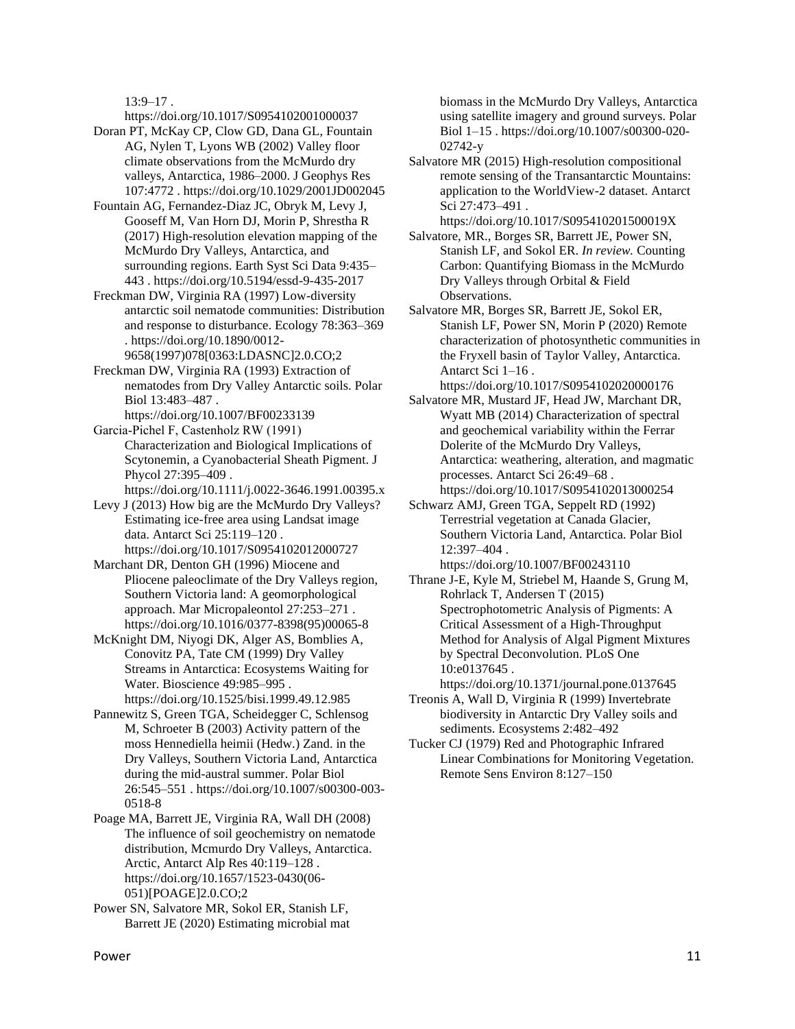13:9–17 . https://doi.org/10.1017/S0954102001000037

Doran PT, McKay CP, Clow GD, Dana GL, Fountain AG, Nylen T, Lyons WB (2002) Valley floor climate observations from the McMurdo dry valleys, Antarctica, 1986–2000. J Geophys Res 107:4772 . https://doi.org/10.1029/2001JD002045

Fountain AG, Fernandez-Diaz JC, Obryk M, Levy J, Gooseff M, Van Horn DJ, Morin P, Shrestha R (2017) High-resolution elevation mapping of the McMurdo Dry Valleys, Antarctica, and surrounding regions. Earth Syst Sci Data 9:435–443 . https://doi.org/10.5194/essd-9-435-2017

Freckman DW, Virginia RA (1997) Low-diversity antarctic soil nematode communities: Distribution and response to disturbance. Ecology 78:363–369 . https://doi.org/10.1890/0012-9658(1997)078[0363:LDASNC]2.0.CO;2

Freckman DW, Virginia RA (1993) Extraction of nematodes from Dry Valley Antarctic soils. Polar Biol 13:483–487 . https://doi.org/10.1007/BF00233139

Garcia-Pichel F, Castenholz RW (1991) Characterization and Biological Implications of Scytonemin, a Cyanobacterial Sheath Pigment. J Phycol 27:395–409 . https://doi.org/10.1111/j.0022-3646.1991.00395.x

Levy J (2013) How big are the McMurdo Dry Valleys? Estimating ice-free area using Landsat image data. Antarct Sci 25:119–120 . https://doi.org/10.1017/S0954102012000727

Marchant DR, Denton GH (1996) Miocene and Pliocene paleoclimate of the Dry Valleys region, Southern Victoria land: A geomorphological approach. Mar Micropaleontol 27:253–271 . https://doi.org/10.1016/0377-8398(95)00065-8

McKnight DM, Niyogi DK, Alger AS, Bomblies A, Conovitz PA, Tate CM (1999) Dry Valley Streams in Antarctica: Ecosystems Waiting for Water. Bioscience 49:985–995 . https://doi.org/10.1525/bisi.1999.49.12.985

Pannewitz S, Green TGA, Scheidegger C, Schlensog M, Schroeter B (2003) Activity pattern of the moss Hennediella heimii (Hedw.) Zand. in the Dry Valleys, Southern Victoria Land, Antarctica during the mid-austral summer. Polar Biol 26:545–551 . https://doi.org/10.1007/s00300-003-0518-8

Poage MA, Barrett JE, Virginia RA, Wall DH (2008) The influence of soil geochemistry on nematode distribution, Mcmurdo Dry Valleys, Antarctica. Arctic, Antarct Alp Res 40:119–128 . https://doi.org/10.1657/1523-0430(06-051)[POAGE]2.0.CO;2

Power SN, Salvatore MR, Sokol ER, Stanish LF, Barrett JE (2020) Estimating microbial mat biomass in the McMurdo Dry Valleys, Antarctica using satellite imagery and ground surveys. Polar Biol 1–15 . https://doi.org/10.1007/s00300-020-02742-y

Salvatore MR (2015) High-resolution compositional remote sensing of the Transantarctic Mountains: application to the WorldView-2 dataset. Antarct Sci 27:473–491 . https://doi.org/10.1017/S095410201500019X

Salvatore, MR., Borges SR, Barrett JE, Power SN, Stanish LF, and Sokol ER. *In review.* Counting Carbon: Quantifying Biomass in the McMurdo Dry Valleys through Orbital & Field Observations.

Salvatore MR, Borges SR, Barrett JE, Sokol ER, Stanish LF, Power SN, Morin P (2020) Remote characterization of photosynthetic communities in the Fryxell basin of Taylor Valley, Antarctica. Antarct Sci 1–16 . https://doi.org/10.1017/S0954102020000176

Salvatore MR, Mustard JF, Head JW, Marchant DR, Wyatt MB (2014) Characterization of spectral and geochemical variability within the Ferrar Dolerite of the McMurdo Dry Valleys, Antarctica: weathering, alteration, and magmatic processes. Antarct Sci 26:49–68 . https://doi.org/10.1017/S0954102013000254

Schwarz AMJ, Green TGA, Seppelt RD (1992) Terrestrial vegetation at Canada Glacier, Southern Victoria Land, Antarctica. Polar Biol 12:397–404 . https://doi.org/10.1007/BF00243110

Thrane J-E, Kyle M, Striebel M, Haande S, Grung M, Rohrlack T, Andersen T (2015) Spectrophotometric Analysis of Pigments: A Critical Assessment of a High-Throughput Method for Analysis of Algal Pigment Mixtures by Spectral Deconvolution. PLoS One 10:e0137645 . https://doi.org/10.1371/journal.pone.0137645

Treonis A, Wall D, Virginia R (1999) Invertebrate biodiversity in Antarctic Dry Valley soils and sediments. Ecosystems 2:482–492

Tucker CJ (1979) Red and Photographic Infrared Linear Combinations for Monitoring Vegetation. Remote Sens Environ 8:127–150